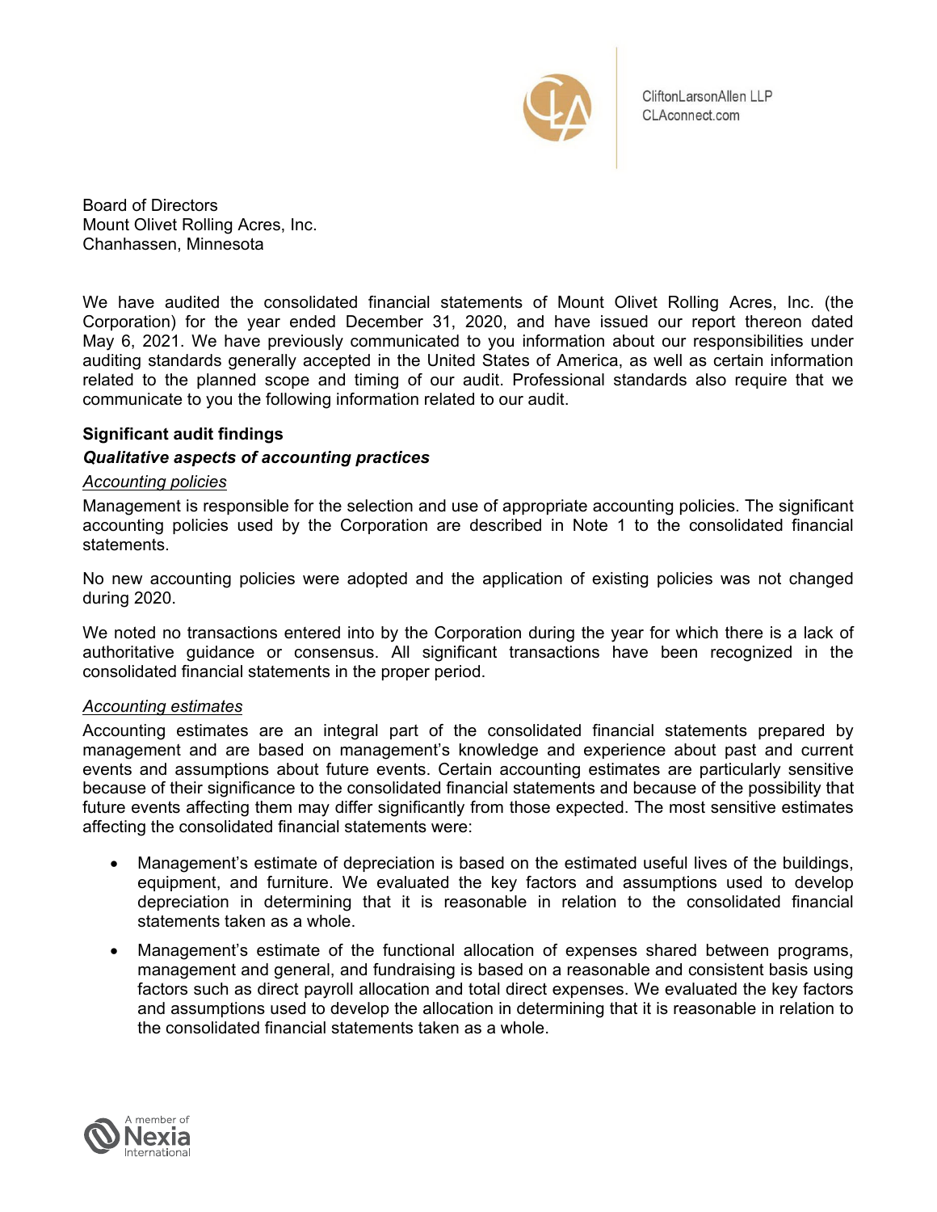CliftonLarsonAllen LLP
CLAconnect.com

Board of Directors
Mount Olivet Rolling Acres, Inc.
Chanhassen, Minnesota

We have audited the consolidated financial statements of Mount Olivet Rolling Acres, Inc. (the Corporation) for the year ended December 31, 2020, and have issued our report thereon dated May 6, 2021. We have previously communicated to you information about our responsibilities under auditing standards generally accepted in the United States of America, as well as certain information related to the planned scope and timing of our audit. Professional standards also require that we communicate to you the following information related to our audit.

**Significant audit findings**

***Qualitative aspects of accounting practices***

Accounting policies

Management is responsible for the selection and use of appropriate accounting policies. The significant accounting policies used by the Corporation are described in Note 1 to the consolidated financial statements.

No new accounting policies were adopted and the application of existing policies was not changed during 2020.

We noted no transactions entered into by the Corporation during the year for which there is a lack of authoritative guidance or consensus. All significant transactions have been recognized in the consolidated financial statements in the proper period.

Accounting estimates

Accounting estimates are an integral part of the consolidated financial statements prepared by management and are based on management's knowledge and experience about past and current events and assumptions about future events. Certain accounting estimates are particularly sensitive because of their significance to the consolidated financial statements and because of the possibility that future events affecting them may differ significantly from those expected. The most sensitive estimates affecting the consolidated financial statements were:

- Management's estimate of depreciation is based on the estimated useful lives of the buildings, equipment, and furniture. We evaluated the key factors and assumptions used to develop depreciation in determining that it is reasonable in relation to the consolidated financial statements taken as a whole.
- Management's estimate of the functional allocation of expenses shared between programs, management and general, and fundraising is based on a reasonable and consistent basis using factors such as direct payroll allocation and total direct expenses. We evaluated the key factors and assumptions used to develop the allocation in determining that it is reasonable in relation to the consolidated financial statements taken as a whole.

A member of Nexia International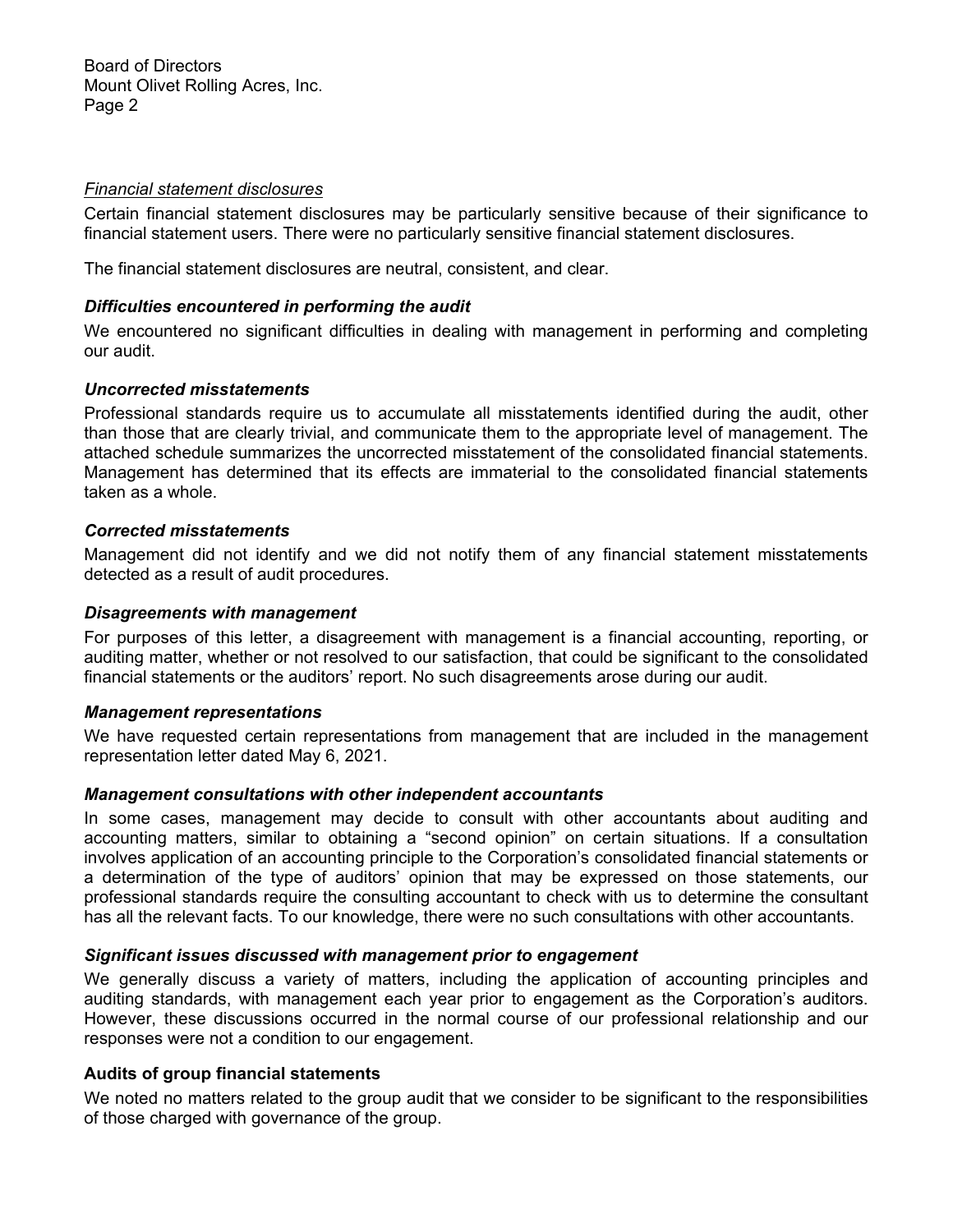*Financial statement disclosures*

Certain financial statement disclosures may be particularly sensitive because of their significance to financial statement users. There were no particularly sensitive financial statement disclosures.

The financial statement disclosures are neutral, consistent, and clear.

***Difficulties encountered in performing the audit***

We encountered no significant difficulties in dealing with management in performing and completing our audit.

***Uncorrected misstatements***

Professional standards require us to accumulate all misstatements identified during the audit, other than those that are clearly trivial, and communicate them to the appropriate level of management. The attached schedule summarizes the uncorrected misstatement of the consolidated financial statements. Management has determined that its effects are immaterial to the consolidated financial statements taken as a whole.

***Corrected misstatements***

Management did not identify and we did not notify them of any financial statement misstatements detected as a result of audit procedures.

***Disagreements with management***

For purposes of this letter, a disagreement with management is a financial accounting, reporting, or auditing matter, whether or not resolved to our satisfaction, that could be significant to the consolidated financial statements or the auditors' report. No such disagreements arose during our audit.

***Management representations***

We have requested certain representations from management that are included in the management representation letter dated May 6, 2021.

***Management consultations with other independent accountants***

In some cases, management may decide to consult with other accountants about auditing and accounting matters, similar to obtaining a "second opinion" on certain situations. If a consultation involves application of an accounting principle to the Corporation's consolidated financial statements or a determination of the type of auditors' opinion that may be expressed on those statements, our professional standards require the consulting accountant to check with us to determine the consultant has all the relevant facts. To our knowledge, there were no such consultations with other accountants.

***Significant issues discussed with management prior to engagement***

We generally discuss a variety of matters, including the application of accounting principles and auditing standards, with management each year prior to engagement as the Corporation's auditors. However, these discussions occurred in the normal course of our professional relationship and our responses were not a condition to our engagement.

**Audits of group financial statements**

We noted no matters related to the group audit that we consider to be significant to the responsibilities of those charged with governance of the group.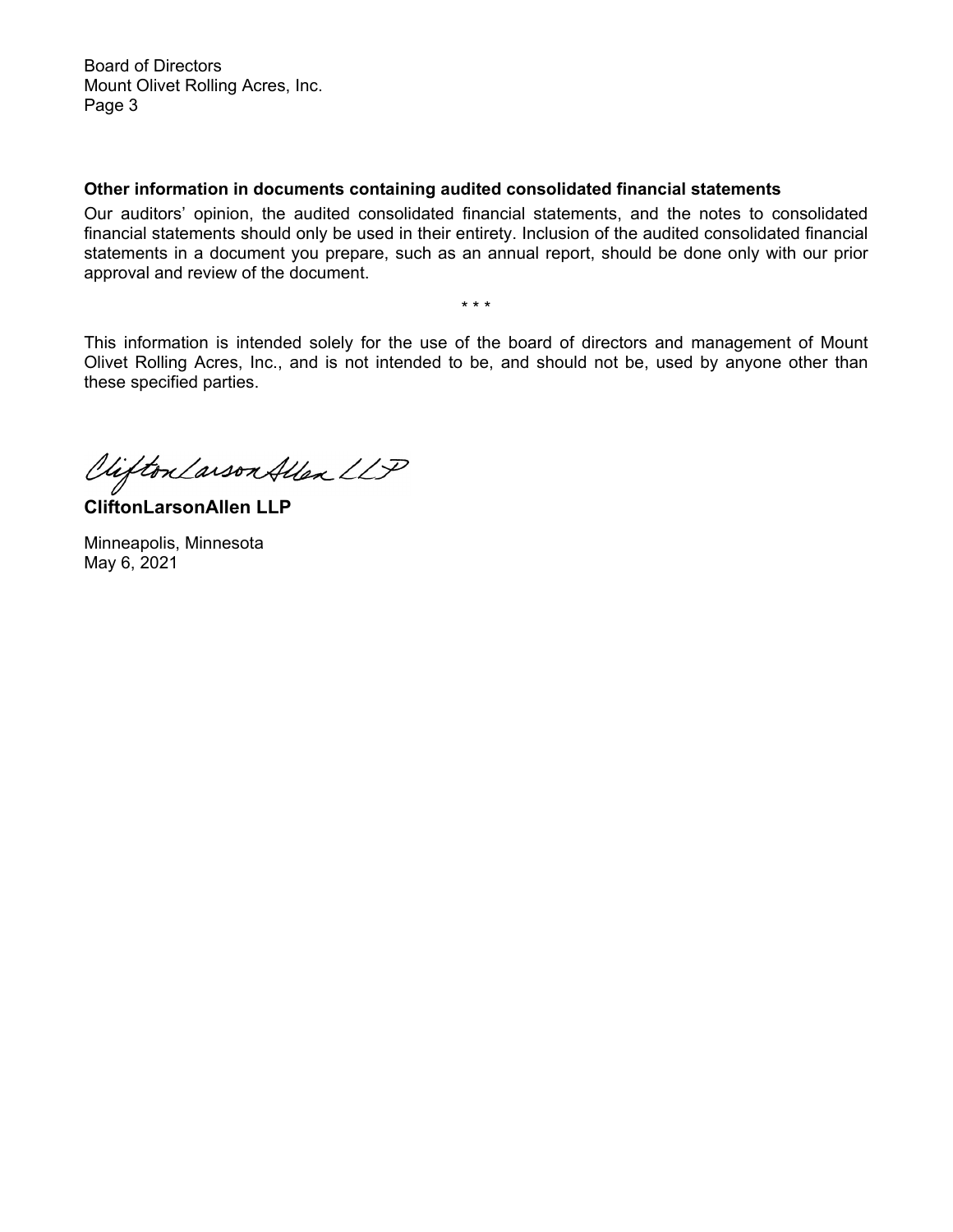Board of Directors
Mount Olivet Rolling Acres, Inc.
Page 3

**Other information in documents containing audited consolidated financial statements**

Our auditors' opinion, the audited consolidated financial statements, and the notes to consolidated financial statements should only be used in their entirety. Inclusion of the audited consolidated financial statements in a document you prepare, such as an annual report, should be done only with our prior approval and review of the document.

\* \* \*

This information is intended solely for the use of the board of directors and management of Mount Olivet Rolling Acres, Inc., and is not intended to be, and should not be, used by anyone other than these specified parties.

*CliftonLarsonAllen LLP*

**CliftonLarsonAllen LLP**

Minneapolis, Minnesota
May 6, 2021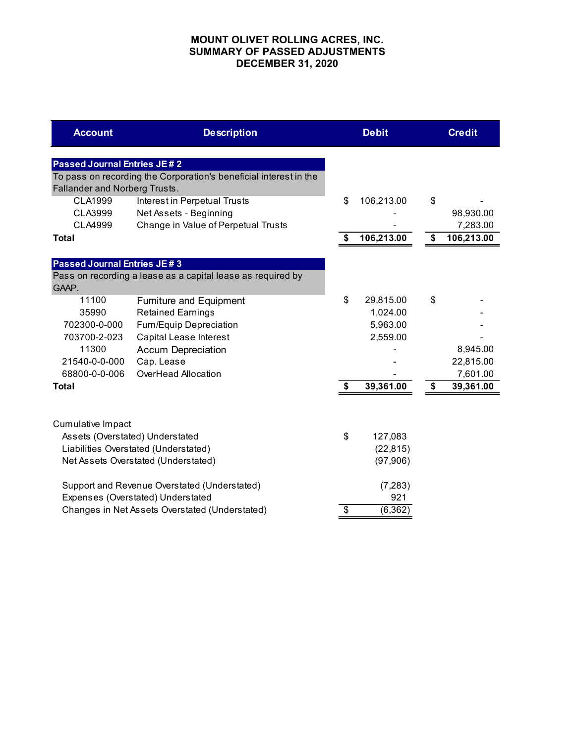# MOUNT OLIVET ROLLING ACRES, INC.
## SUMMARY OF PASSED ADJUSTMENTS
## DECEMBER 31, 2020

| Account | Description | Debit | Credit |
|---|---|---|---|
| **Passed Journal Entries JE # 2** | | | |
| To pass on recording the Corporation's beneficial interest in the Fallander and Norberg Trusts. | | | |
| CLA1999 | Interest in Perpetual Trusts | $ 106,213.00 | $ - |
| CLA3999 | Net Assets - Beginning | - | 98,930.00 |
| CLA4999 | Change in Value of Perpetual Trusts | - | 7,283.00 |
| **Total** | | **$ 106,213.00** | **$ 106,213.00** |
| **Passed Journal Entries JE # 3** | | | |
| Pass on recording a lease as a capital lease as required by GAAP. | | | |
| 11100 | Furniture and Equipment | $ 29,815.00 | $ - |
| 35990 | Retained Earnings | 1,024.00 | - |
| 702300-0-000 | Furn/Equip Depreciation | 5,963.00 | - |
| 703700-2-023 | Capital Lease Interest | 2,559.00 | - |
| 11300 | Accum Depreciation | - | 8,945.00 |
| 21540-0-0-000 | Cap. Lease | - | 22,815.00 |
| 68800-0-0-006 | OverHead Allocation | - | 7,601.00 |
| **Total** | | **$ 39,361.00** | **$ 39,361.00** |

| | |
|---|---|
| Cumulative Impact | |
| Assets (Overstated) Understated | $ 127,083 |
| Liabilities Overstated (Understated) | (22,815) |
| Net Assets Overstated (Understated) | (97,906) |
| | |
| Support and Revenue Overstated (Understated) | (7,283) |
| Expenses (Overstated) Understated | 921 |
| Changes in Net Assets Overstated (Understated) | $ (6,362) |